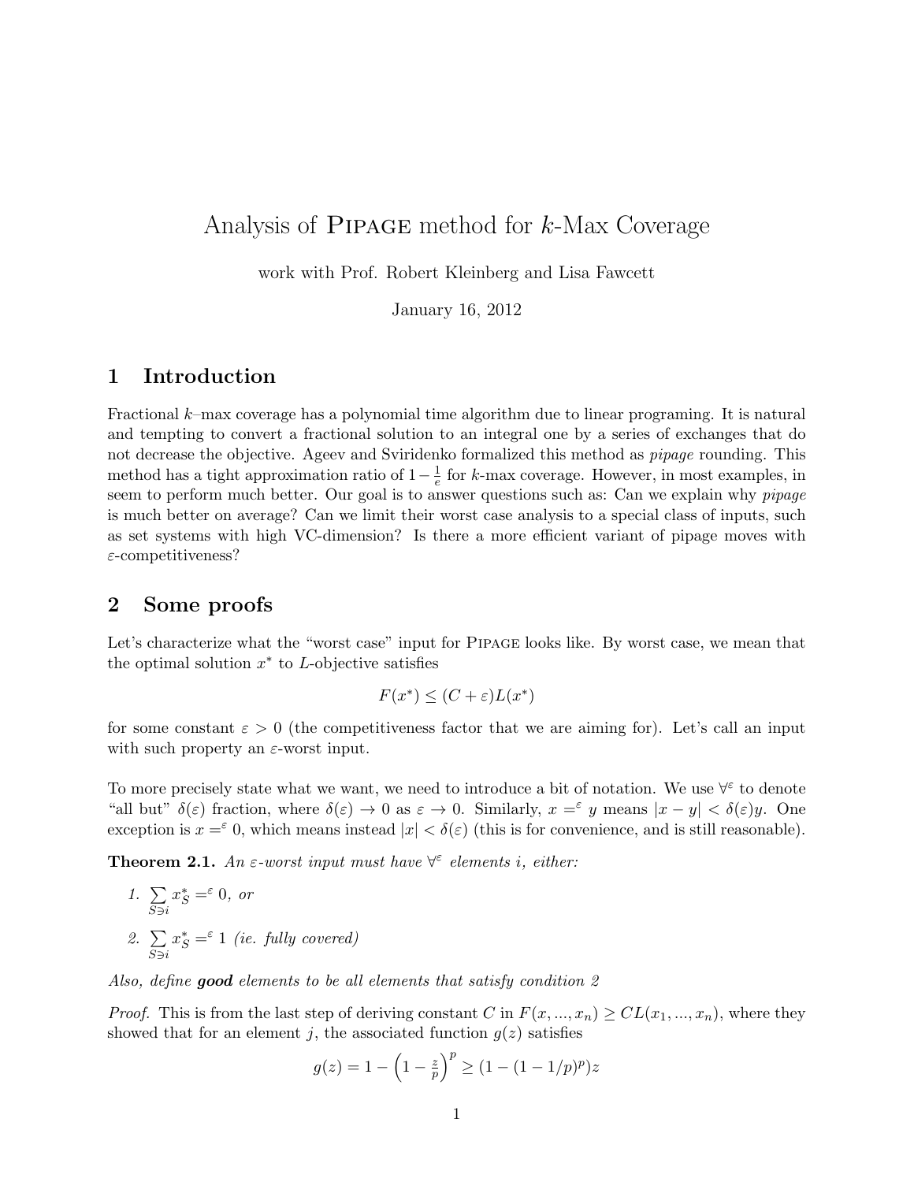# Analysis of Pipage method for $k$-Max Coverage

work with Prof. Robert Kleinberg and Lisa Fawcett

January 16, 2012

## 1 Introduction

Fractional $k$–max coverage has a polynomial time algorithm due to linear programing. It is natural and tempting to convert a fractional solution to an integral one by a series of exchanges that do not decrease the objective. Ageev and Sviridenko formalized this method as *pipage* rounding. This method has a tight approximation ratio of $1 - \frac{1}{e}$ for $k$-max coverage. However, in most examples, in seem to perform much better. Our goal is to answer questions such as: Can we explain why *pipage* is much better on average? Can we limit their worst case analysis to a special class of inputs, such as set systems with high VC-dimension? Is there a more efficient variant of pipage moves with $\varepsilon$-competitiveness?

## 2 Some proofs

Let's characterize what the "worst case" input for Pipage looks like. By worst case, we mean that the optimal solution $x^*$ to $L$-objective satisfies

$$F(x^*) \le (C + \varepsilon)L(x^*)$$

for some constant $\varepsilon > 0$ (the competitiveness factor that we are aiming for). Let's call an input with such property an $\varepsilon$-worst input.

To more precisely state what we want, we need to introduce a bit of notation. We use $\forall^\varepsilon$ to denote "all but" $\delta(\varepsilon)$ fraction, where $\delta(\varepsilon) \to 0$ as $\varepsilon \to 0$. Similarly, $x =^\varepsilon y$ means $|x - y| < \delta(\varepsilon)y$. One exception is $x =^\varepsilon 0$, which means instead $|x| < \delta(\varepsilon)$ (this is for convenience, and is still reasonable).

**Theorem 2.1.** *An $\varepsilon$-worst input must have $\forall^\varepsilon$ elements $i$, either:*

1. $\sum_{S \ni i} x^*_S =^\varepsilon 0$*, or*
2. $\sum_{S \ni i} x^*_S =^\varepsilon 1$ *(ie. fully covered)*

*Also, define **good** elements to be all elements that satisfy condition 2*

*Proof.* This is from the last step of deriving constant $C$ in $F(x, ..., x_n) \ge CL(x_1, ..., x_n)$, where they showed that for an element $j$, the associated function $g(z)$ satisfies

$$g(z) = 1 - \left(1 - \frac{z}{p}\right)^p \ge (1 - (1 - 1/p)^p)z$$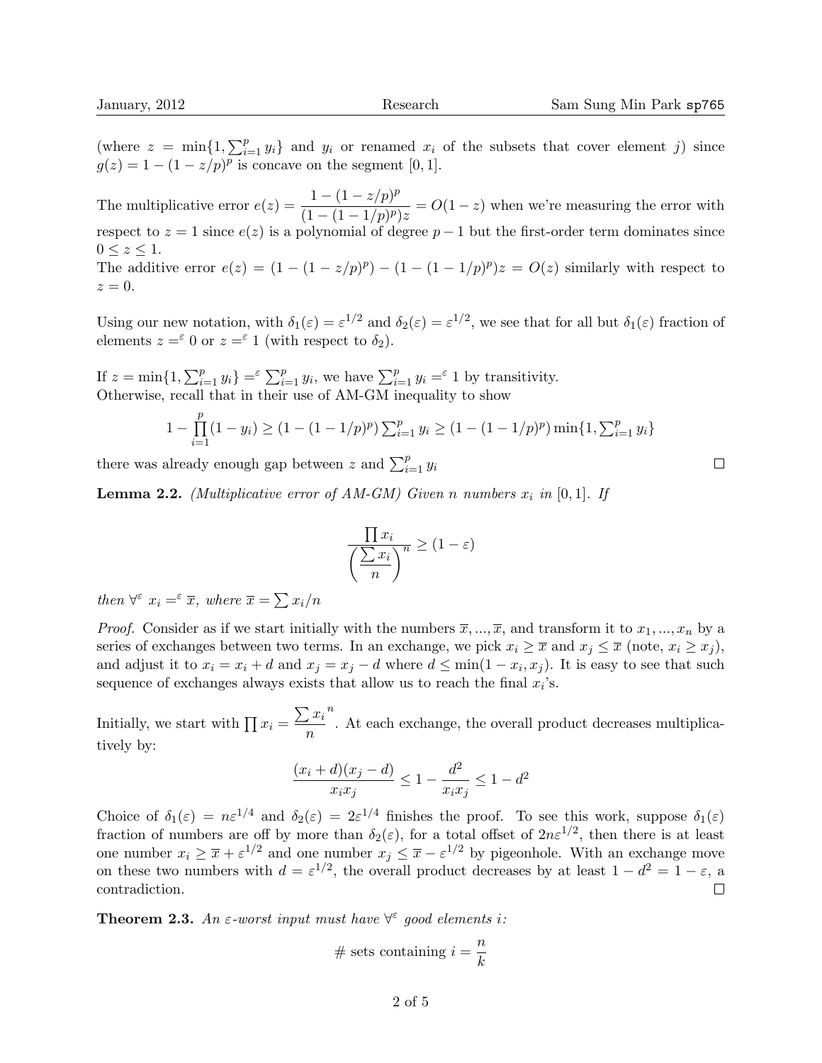(where $z = \min\{1, \sum_{i=1}^{p} y_i\}$ and $y_i$ or renamed $x_i$ of the subsets that cover element $j$) since $g(z) = 1 - (1 - z/p)^p$ is concave on the segment $[0, 1]$.

The multiplicative error $e(z) = \dfrac{1 - (1 - z/p)^p}{(1 - (1 - 1/p)^p)z} = O(1 - z)$ when we're measuring the error with respect to $z = 1$ since $e(z)$ is a polynomial of degree $p - 1$ but the first-order term dominates since $0 \leq z \leq 1$.
The additive error $e(z) = (1 - (1 - z/p)^p) - (1 - (1 - 1/p)^p)z = O(z)$ similarly with respect to $z = 0$.

Using our new notation, with $\delta_1(\varepsilon) = \varepsilon^{1/2}$ and $\delta_2(\varepsilon) = \varepsilon^{1/2}$, we see that for all but $\delta_1(\varepsilon)$ fraction of elements $z =^{\varepsilon} 0$ or $z =^{\varepsilon} 1$ (with respect to $\delta_2$).

If $z = \min\{1, \sum_{i=1}^{p} y_i\} =^{\varepsilon} \sum_{i=1}^{p} y_i$, we have $\sum_{i=1}^{p} y_i =^{\varepsilon} 1$ by transitivity.
Otherwise, recall that in their use of AM-GM inequality to show

$$1 - \prod_{i=1}^{p}(1 - y_i) \geq (1 - (1 - 1/p)^p) \textstyle\sum_{i=1}^{p} y_i \geq (1 - (1 - 1/p)^p) \min\{1, \sum_{i=1}^{p} y_i\}$$

there was already enough gap between $z$ and $\sum_{i=1}^{p} y_i$ □

**Lemma 2.2.** *(Multiplicative error of AM-GM) Given $n$ numbers $x_i$ in $[0, 1]$. If*

$$\frac{\prod x_i}{\left(\dfrac{\sum x_i}{n}\right)^n} \geq (1 - \varepsilon)$$

*then $\forall^{\varepsilon}$ $x_i =^{\varepsilon} \overline{x}$, where $\overline{x} = \sum x_i / n$*

*Proof.* Consider as if we start initially with the numbers $\overline{x}, ..., \overline{x}$, and transform it to $x_1, ..., x_n$ by a series of exchanges between two terms. In an exchange, we pick $x_i \geq \overline{x}$ and $x_j \leq \overline{x}$ (note, $x_i \geq x_j$), and adjust it to $x_i = x_i + d$ and $x_j = x_j - d$ where $d \leq \min(1 - x_i, x_j)$. It is easy to see that such sequence of exchanges always exists that allow us to reach the final $x_i$'s.

Initially, we start with $\prod x_i = \dfrac{\sum x_i}{n}^n$. At each exchange, the overall product decreases multiplicatively by:

$$\frac{(x_i + d)(x_j - d)}{x_i x_j} \leq 1 - \frac{d^2}{x_i x_j} \leq 1 - d^2$$

Choice of $\delta_1(\varepsilon) = n\varepsilon^{1/4}$ and $\delta_2(\varepsilon) = 2\varepsilon^{1/4}$ finishes the proof. To see this work, suppose $\delta_1(\varepsilon)$ fraction of numbers are off by more than $\delta_2(\varepsilon)$, for a total offset of $2n\varepsilon^{1/2}$, then there is at least one number $x_i \geq \overline{x} + \varepsilon^{1/2}$ and one number $x_j \leq \overline{x} - \varepsilon^{1/2}$ by pigeonhole. With an exchange move on these two numbers with $d = \varepsilon^{1/2}$, the overall product decreases by at least $1 - d^2 = 1 - \varepsilon$, a contradiction. □

**Theorem 2.3.** *An $\varepsilon$-worst input must have $\forall^{\varepsilon}$ good elements $i$:*

$$\#\text{ sets containing } i = \frac{n}{k}$$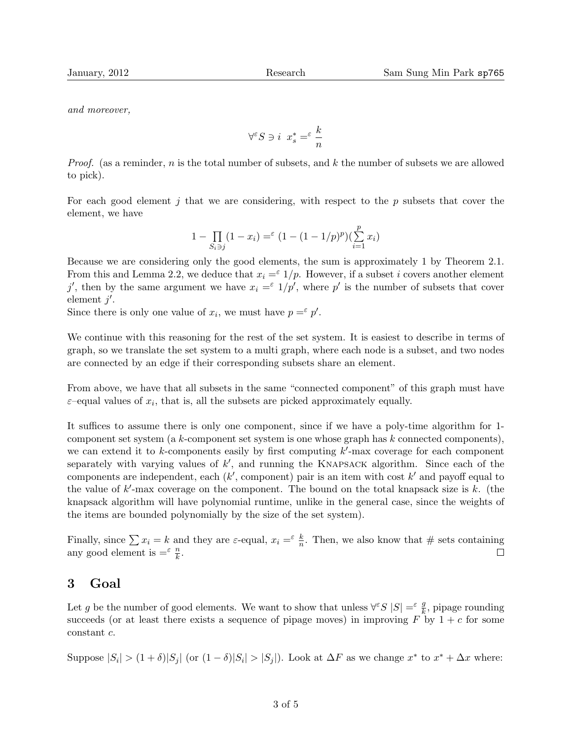*and moreover,*

$$\forall^{\varepsilon} S \ni i \;\; x_s^* =^{\varepsilon} \frac{k}{n}$$

*Proof.* (as a reminder, $n$ is the total number of subsets, and $k$ the number of subsets we are allowed to pick).

For each good element $j$ that we are considering, with respect to the $p$ subsets that cover the element, we have

$$1 - \prod_{S_i \ni j} (1 - x_i) =^{\varepsilon} (1 - (1 - 1/p)^p)(\sum_{i=1}^{p} x_i)$$

Because we are considering only the good elements, the sum is approximately 1 by Theorem 2.1. From this and Lemma 2.2, we deduce that $x_i =^{\varepsilon} 1/p$. However, if a subset $i$ covers another element $j'$, then by the same argument we have $x_i =^{\varepsilon} 1/p'$, where $p'$ is the number of subsets that cover element $j'$.
Since there is only one value of $x_i$, we must have $p =^{\varepsilon} p'$.

We continue with this reasoning for the rest of the set system. It is easiest to describe in terms of graph, so we translate the set system to a multi graph, where each node is a subset, and two nodes are connected by an edge if their corresponding subsets share an element.

From above, we have that all subsets in the same "connected component" of this graph must have $\varepsilon$–equal values of $x_i$, that is, all the subsets are picked approximately equally.

It suffices to assume there is only one component, since if we have a poly-time algorithm for 1-component set system (a $k$-component set system is one whose graph has $k$ connected components), we can extend it to $k$-components easily by first computing $k'$-max coverage for each component separately with varying values of $k'$, and running the KNAPSACK algorithm. Since each of the components are independent, each ($k'$, component) pair is an item with cost $k'$ and payoff equal to the value of $k'$-max coverage on the component. The bound on the total knapsack size is $k$. (the knapsack algorithm will have polynomial runtime, unlike in the general case, since the weights of the items are bounded polynomially by the size of the set system).

Finally, since $\sum x_i = k$ and they are $\varepsilon$-equal, $x_i =^{\varepsilon} \frac{k}{n}$. Then, we also know that # sets containing any good element is $=^{\varepsilon} \frac{n}{k}$. □

## 3 Goal

Let $g$ be the number of good elements. We want to show that unless $\forall^{\varepsilon} S \; |S| =^{\varepsilon} \frac{g}{k}$, pipage rounding succeeds (or at least there exists a sequence of pipage moves) in improving $F$ by $1 + c$ for some constant $c$.

Suppose $|S_i| > (1 + \delta)|S_j|$ (or $(1 - \delta)|S_i| > |S_j|$). Look at $\Delta F$ as we change $x^*$ to $x^* + \Delta x$ where: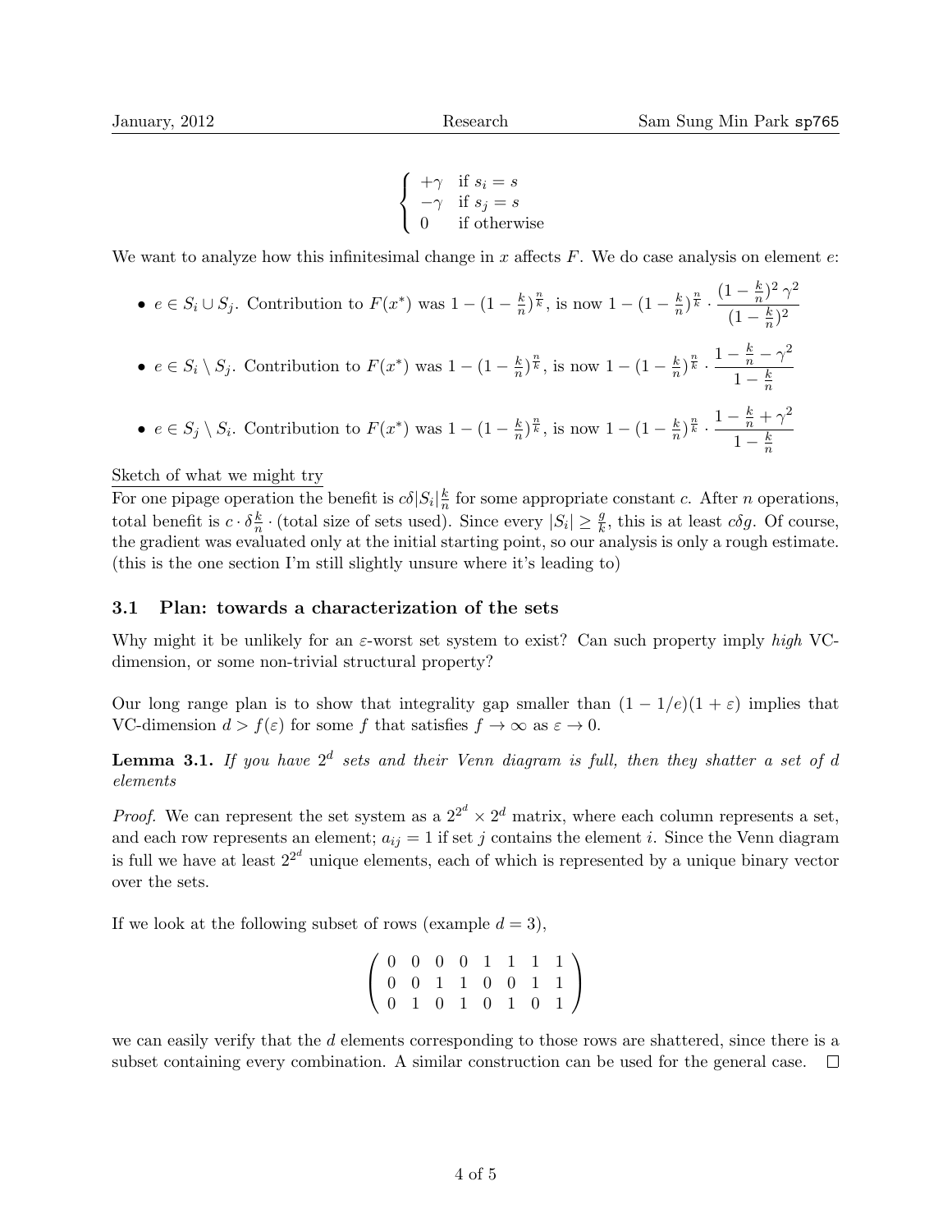$$\begin{cases} +\gamma & \text{if } s_i = s \\ -\gamma & \text{if } s_j = s \\ 0 & \text{if otherwise} \end{cases}$$

We want to analyze how this infinitesimal change in $x$ affects $F$. We do case analysis on element $e$:

- $e \in S_i \cup S_j$. Contribution to $F(x^*)$ was $1 - (1 - \frac{k}{n})^{\frac{n}{k}}$, is now $1 - (1 - \frac{k}{n})^{\frac{n}{k}} \cdot \dfrac{(1 - \frac{k}{n})^2 \, \gamma^2}{(1 - \frac{k}{n})^2}$
- $e \in S_i \setminus S_j$. Contribution to $F(x^*)$ was $1 - (1 - \frac{k}{n})^{\frac{n}{k}}$, is now $1 - (1 - \frac{k}{n})^{\frac{n}{k}} \cdot \dfrac{1 - \frac{k}{n} - \gamma^2}{1 - \frac{k}{n}}$
- $e \in S_j \setminus S_i$. Contribution to $F(x^*)$ was $1 - (1 - \frac{k}{n})^{\frac{n}{k}}$, is now $1 - (1 - \frac{k}{n})^{\frac{n}{k}} \cdot \dfrac{1 - \frac{k}{n} + \gamma^2}{1 - \frac{k}{n}}$

Sketch of what we might try

For one pipage operation the benefit is $c\delta|S_i|\frac{k}{n}$ for some appropriate constant $c$. After $n$ operations, total benefit is $c \cdot \delta\frac{k}{n} \cdot$ (total size of sets used). Since every $|S_i| \geq \frac{g}{k}$, this is at least $c\delta g$. Of course, the gradient was evaluated only at the initial starting point, so our analysis is only a rough estimate. (this is the one section I'm still slightly unsure where it's leading to)

### 3.1 Plan: towards a characterization of the sets

Why might it be unlikely for an $\varepsilon$-worst set system to exist? Can such property imply *high* VC-dimension, or some non-trivial structural property?

Our long range plan is to show that integrality gap smaller than $(1 - 1/e)(1 + \varepsilon)$ implies that VC-dimension $d > f(\varepsilon)$ for some $f$ that satisfies $f \to \infty$ as $\varepsilon \to 0$.

**Lemma 3.1.** *If you have $2^d$ sets and their Venn diagram is full, then they shatter a set of $d$ elements*

*Proof.* We can represent the set system as a $2^{2^d} \times 2^d$ matrix, where each column represents a set, and each row represents an element; $a_{ij} = 1$ if set $j$ contains the element $i$. Since the Venn diagram is full we have at least $2^{2^d}$ unique elements, each of which is represented by a unique binary vector over the sets.

If we look at the following subset of rows (example $d = 3$),

$$\begin{pmatrix} 0 & 0 & 0 & 0 & 1 & 1 & 1 & 1 \\ 0 & 0 & 1 & 1 & 0 & 0 & 1 & 1 \\ 0 & 1 & 0 & 1 & 0 & 1 & 0 & 1 \end{pmatrix}$$

we can easily verify that the $d$ elements corresponding to those rows are shattered, since there is a subset containing every combination. A similar construction can be used for the general case. $\square$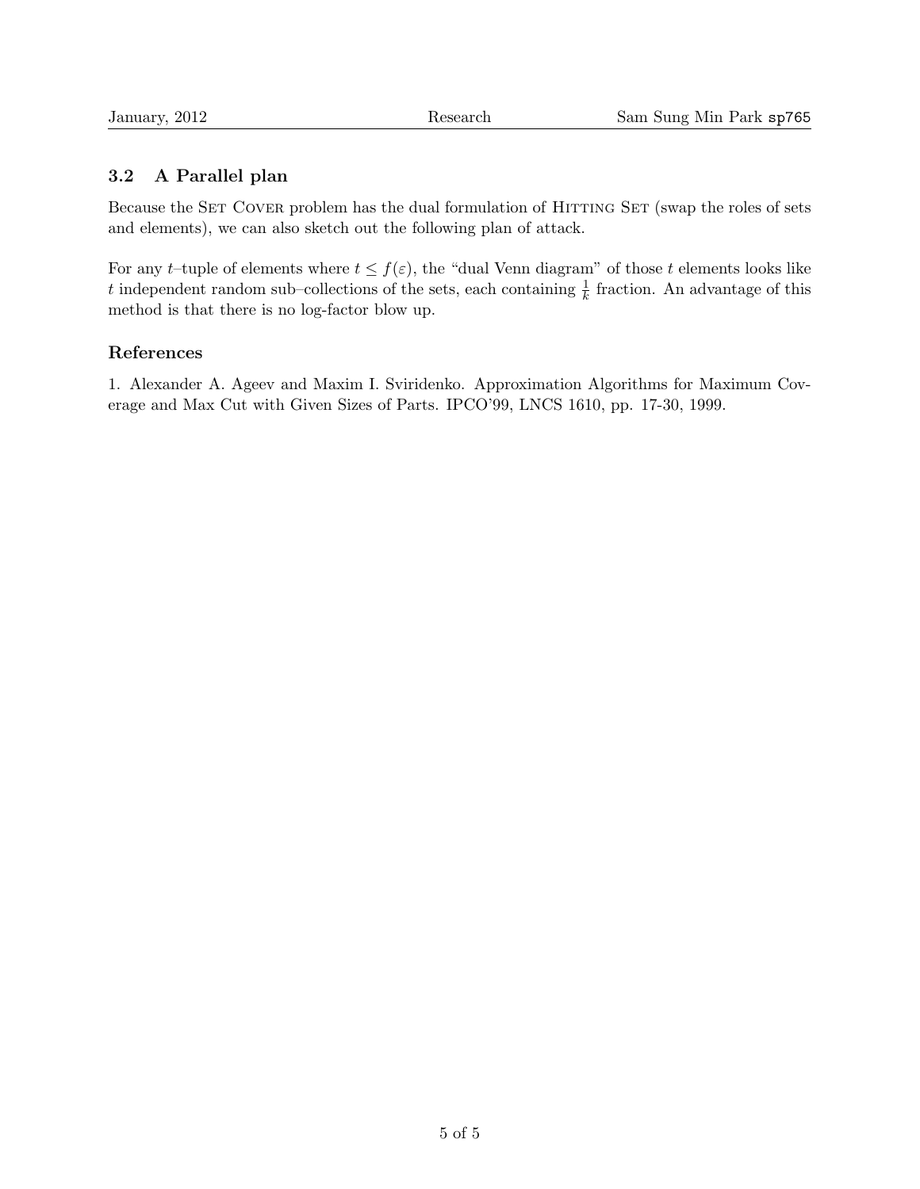### 3.2 A Parallel plan

Because the Set Cover problem has the dual formulation of Hitting Set (swap the roles of sets and elements), we can also sketch out the following plan of attack.

For any $t$–tuple of elements where $t \leq f(\varepsilon)$, the "dual Venn diagram" of those $t$ elements looks like $t$ independent random sub–collections of the sets, each containing $\frac{1}{k}$ fraction. An advantage of this method is that there is no log-factor blow up.

### References

1. Alexander A. Ageev and Maxim I. Sviridenko. Approximation Algorithms for Maximum Coverage and Max Cut with Given Sizes of Parts. IPCO'99, LNCS 1610, pp. 17-30, 1999.